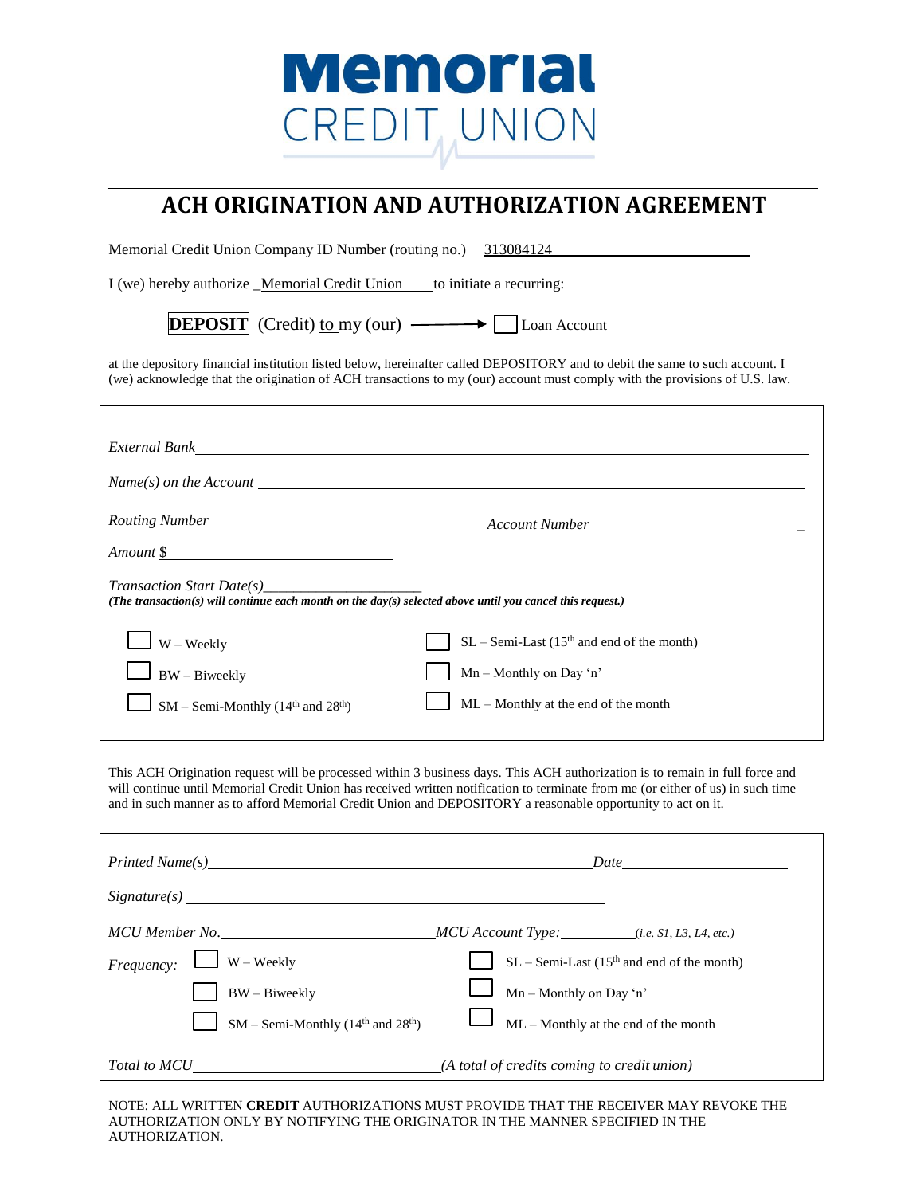# Memorial CREDIT UNION

## ACH ORIGINATION AND AUTHORIZATION AGREEMENT

Memorial Credit Union Company ID Number (routing no.) 313084124

I (we) hereby authorize Memorial Credit Union to initiate a recurring:

**DEPOSIT** (Credit) to my (our) → ☐ Loan Account

at the depository financial institution listed below, hereinafter called DEPOSITORY and to debit the same to such account. I (we) acknowledge that the origination of ACH transactions to my (our) account must comply with the provisions of U.S. law.

*External Bank* ______________________________

*Name(s) on the Account* ______________________________

*Routing Number* ______________________ *Account Number* ______________________

*Amount* $ ______________________

*Transaction Start Date(s)* ______________________

***(The transaction(s) will continue each month on the day(s) selected above until you cancel this request.)***

- ☐ W – Weekly
- ☐ BW – Biweekly
- ☐ SM – Semi-Monthly (14th and 28th)
- ☐ SL – Semi-Last (15th and end of the month)
- ☐ Mn – Monthly on Day 'n'
- ☐ ML – Monthly at the end of the month

This ACH Origination request will be processed within 3 business days. This ACH authorization is to remain in full force and will continue until Memorial Credit Union has received written notification to terminate from me (or either of us) in such time and in such manner as to afford Memorial Credit Union and DEPOSITORY a reasonable opportunity to act on it.

*Printed Name(s)* ______________________ *Date* ______________

*Signature(s)* ______________________

*MCU Member No.* ______________ *MCU Account Type:* __________ *(i.e. S1, L3, L4, etc.)*

*Frequency:*

- ☐ W – Weekly
- ☐ BW – Biweekly
- ☐ SM – Semi-Monthly (14th and 28th)
- ☐ SL – Semi-Last (15th and end of the month)
- ☐ Mn – Monthly on Day 'n'
- ☐ ML – Monthly at the end of the month

*Total to MCU* ______________________ *(A total of credits coming to credit union)*

NOTE: ALL WRITTEN **CREDIT** AUTHORIZATIONS MUST PROVIDE THAT THE RECEIVER MAY REVOKE THE AUTHORIZATION ONLY BY NOTIFYING THE ORIGINATOR IN THE MANNER SPECIFIED IN THE AUTHORIZATION.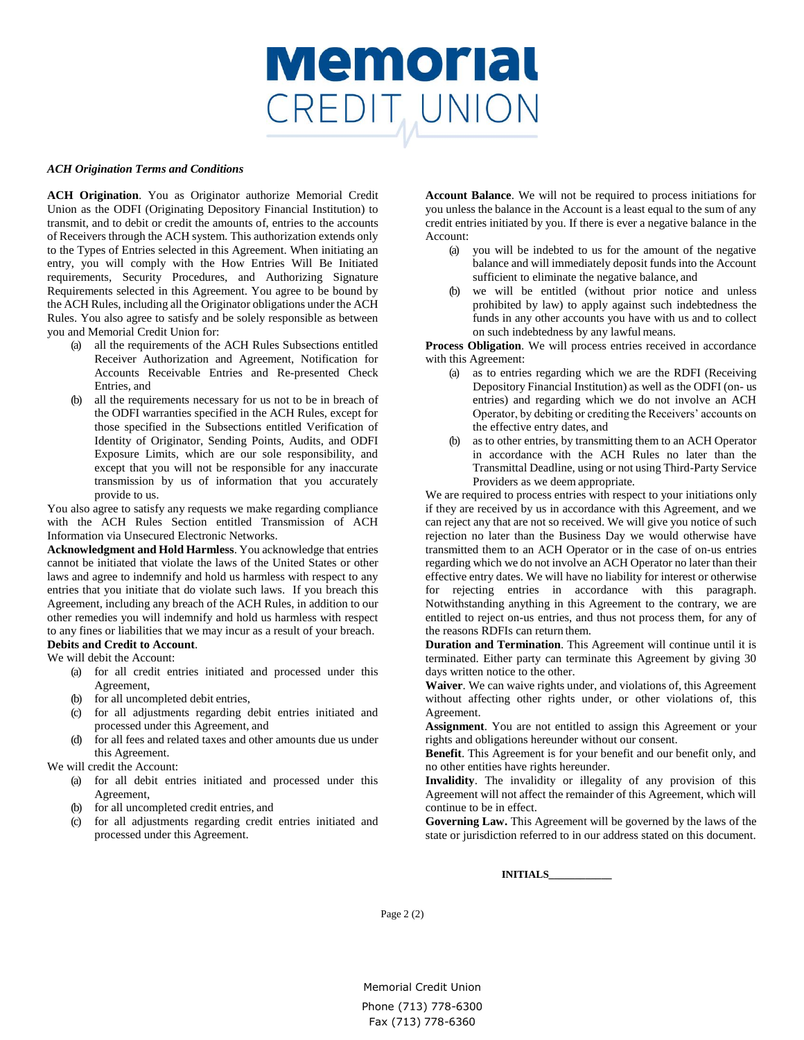*ACH Origination Terms and Conditions*

**ACH Origination**. You as Originator authorize Memorial Credit Union as the ODFI (Originating Depository Financial Institution) to transmit, and to debit or credit the amounts of, entries to the accounts of Receivers through the ACH system. This authorization extends only to the Types of Entries selected in this Agreement. When initiating an entry, you will comply with the How Entries Will Be Initiated requirements, Security Procedures, and Authorizing Signature Requirements selected in this Agreement. You agree to be bound by the ACH Rules, including all the Originator obligations under the ACH Rules. You also agree to satisfy and be solely responsible as between you and Memorial Credit Union for:

(a) all the requirements of the ACH Rules Subsections entitled Receiver Authorization and Agreement, Notification for Accounts Receivable Entries and Re-presented Check Entries, and

(b) all the requirements necessary for us not to be in breach of the ODFI warranties specified in the ACH Rules, except for those specified in the Subsections entitled Verification of Identity of Originator, Sending Points, Audits, and ODFI Exposure Limits, which are our sole responsibility, and except that you will not be responsible for any inaccurate transmission by us of information that you accurately provide to us.

You also agree to satisfy any requests we make regarding compliance with the ACH Rules Section entitled Transmission of ACH Information via Unsecured Electronic Networks.

**Acknowledgment and Hold Harmless**. You acknowledge that entries cannot be initiated that violate the laws of the United States or other laws and agree to indemnify and hold us harmless with respect to any entries that you initiate that do violate such laws. If you breach this Agreement, including any breach of the ACH Rules, in addition to our other remedies you will indemnify and hold us harmless with respect to any fines or liabilities that we may incur as a result of your breach.

**Debits and Credit to Account**.

We will debit the Account:

(a) for all credit entries initiated and processed under this Agreement,

(b) for all uncompleted debit entries,

(c) for all adjustments regarding debit entries initiated and processed under this Agreement, and

(d) for all fees and related taxes and other amounts due us under this Agreement.

We will credit the Account:

(a) for all debit entries initiated and processed under this Agreement,

(b) for all uncompleted credit entries, and

(c) for all adjustments regarding credit entries initiated and processed under this Agreement.

**Account Balance**. We will not be required to process initiations for you unless the balance in the Account is a least equal to the sum of any credit entries initiated by you. If there is ever a negative balance in the Account:

(a) you will be indebted to us for the amount of the negative balance and will immediately deposit funds into the Account sufficient to eliminate the negative balance, and

(b) we will be entitled (without prior notice and unless prohibited by law) to apply against such indebtedness the funds in any other accounts you have with us and to collect on such indebtedness by any lawful means.

**Process Obligation**. We will process entries received in accordance with this Agreement:

(a) as to entries regarding which we are the RDFI (Receiving Depository Financial Institution) as well as the ODFI (on- us entries) and regarding which we do not involve an ACH Operator, by debiting or crediting the Receivers' accounts on the effective entry dates, and

(b) as to other entries, by transmitting them to an ACH Operator in accordance with the ACH Rules no later than the Transmittal Deadline, using or not using Third-Party Service Providers as we deem appropriate.

We are required to process entries with respect to your initiations only if they are received by us in accordance with this Agreement, and we can reject any that are not so received. We will give you notice of such rejection no later than the Business Day we would otherwise have transmitted them to an ACH Operator or in the case of on-us entries regarding which we do not involve an ACH Operator no later than their effective entry dates. We will have no liability for interest or otherwise for rejecting entries in accordance with this paragraph. Notwithstanding anything in this Agreement to the contrary, we are entitled to reject on-us entries, and thus not process them, for any of the reasons RDFIs can return them.

**Duration and Termination**. This Agreement will continue until it is terminated. Either party can terminate this Agreement by giving 30 days written notice to the other.

**Waiver**. We can waive rights under, and violations of, this Agreement without affecting other rights under, or other violations of, this Agreement.

**Assignment**. You are not entitled to assign this Agreement or your rights and obligations hereunder without our consent.

**Benefit**. This Agreement is for your benefit and our benefit only, and no other entities have rights hereunder.

**Invalidity**. The invalidity or illegality of any provision of this Agreement will not affect the remainder of this Agreement, which will continue to be in effect.

**Governing Law.** This Agreement will be governed by the laws of the state or jurisdiction referred to in our address stated on this document.

**INITIALS___________**

Memorial Credit Union
Phone (713) 778-6300
Fax (713) 778-6360